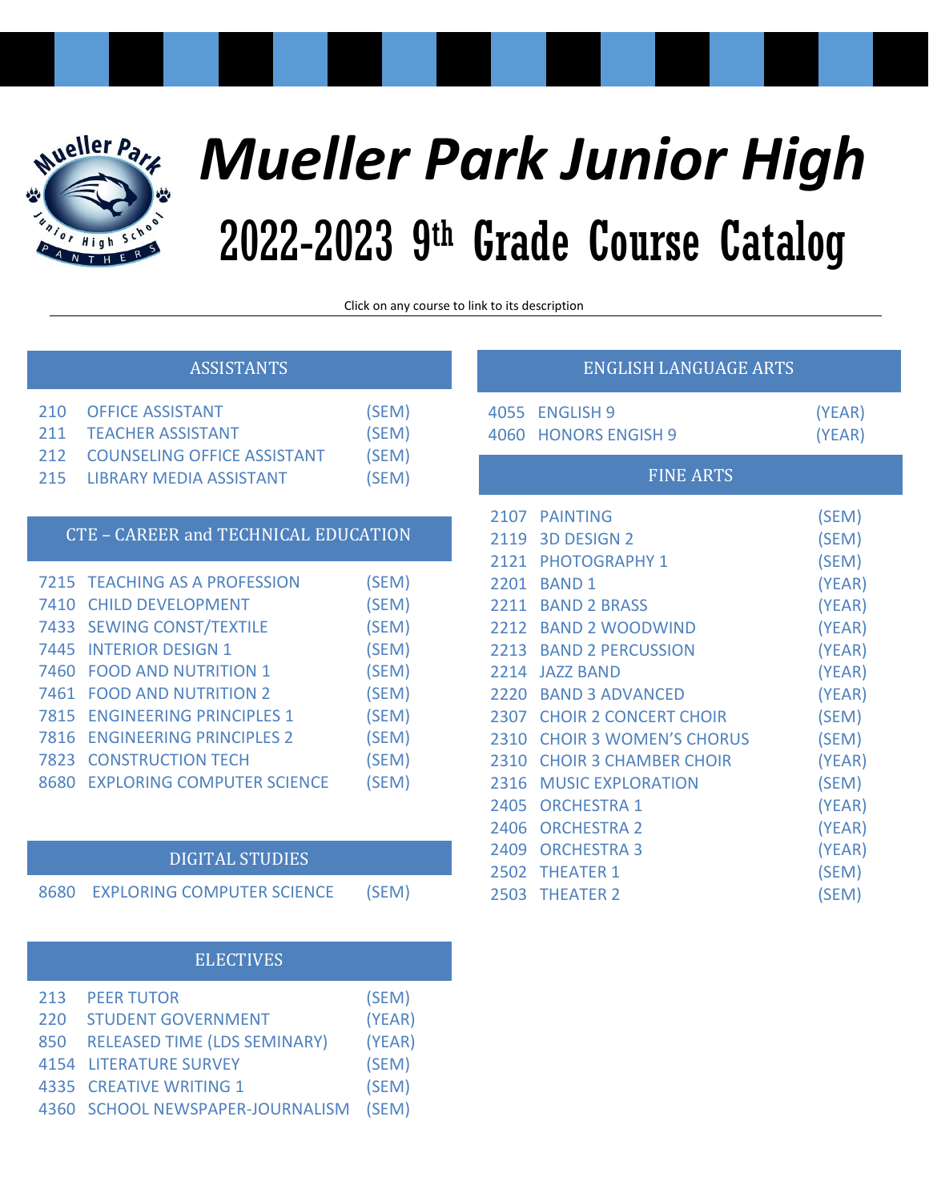# *Mueller Park Junior High*

## 2022-2023 9th Grade Course Catalog

Click on any course to link to its description

### ASSISTANTS

| | | |
|---|---|---|
| 210 | OFFICE ASSISTANT | (SEM) |
| 211 | TEACHER ASSISTANT | (SEM) |
| 212 | COUNSELING OFFICE ASSISTANT | (SEM) |
| 215 | LIBRARY MEDIA ASSISTANT | (SEM) |

### CTE – CAREER and TECHNICAL EDUCATION

| | | |
|---|---|---|
| 7215 | TEACHING AS A PROFESSION | (SEM) |
| 7410 | CHILD DEVELOPMENT | (SEM) |
| 7433 | SEWING CONST/TEXTILE | (SEM) |
| 7445 | INTERIOR DESIGN 1 | (SEM) |
| 7460 | FOOD AND NUTRITION 1 | (SEM) |
| 7461 | FOOD AND NUTRITION 2 | (SEM) |
| 7815 | ENGINEERING PRINCIPLES 1 | (SEM) |
| 7816 | ENGINEERING PRINCIPLES 2 | (SEM) |
| 7823 | CONSTRUCTION TECH | (SEM) |
| 8680 | EXPLORING COMPUTER SCIENCE | (SEM) |

### DIGITAL STUDIES

| | | |
|---|---|---|
| 8680 | EXPLORING COMPUTER SCIENCE | (SEM) |

### ELECTIVES

| | | |
|---|---|---|
| 213 | PEER TUTOR | (SEM) |
| 220 | STUDENT GOVERNMENT | (YEAR) |
| 850 | RELEASED TIME (LDS SEMINARY) | (YEAR) |
| 4154 | LITERATURE SURVEY | (SEM) |
| 4335 | CREATIVE WRITING 1 | (SEM) |
| 4360 | SCHOOL NEWSPAPER-JOURNALISM | (SEM) |

### ENGLISH LANGUAGE ARTS

| | | |
|---|---|---|
| 4055 | ENGLISH 9 | (YEAR) |
| 4060 | HONORS ENGISH 9 | (YEAR) |

### FINE ARTS

| | | |
|---|---|---|
| 2107 | PAINTING | (SEM) |
| 2119 | 3D DESIGN 2 | (SEM) |
| 2121 | PHOTOGRAPHY 1 | (SEM) |
| 2201 | BAND 1 | (YEAR) |
| 2211 | BAND 2 BRASS | (YEAR) |
| 2212 | BAND 2 WOODWIND | (YEAR) |
| 2213 | BAND 2 PERCUSSION | (YEAR) |
| 2214 | JAZZ BAND | (YEAR) |
| 2220 | BAND 3 ADVANCED | (YEAR) |
| 2307 | CHOIR 2 CONCERT CHOIR | (SEM) |
| 2310 | CHOIR 3 WOMEN'S CHORUS | (SEM) |
| 2310 | CHOIR 3 CHAMBER CHOIR | (YEAR) |
| 2316 | MUSIC EXPLORATION | (SEM) |
| 2405 | ORCHESTRA 1 | (YEAR) |
| 2406 | ORCHESTRA 2 | (YEAR) |
| 2409 | ORCHESTRA 3 | (YEAR) |
| 2502 | THEATER 1 | (SEM) |
| 2503 | THEATER 2 | (SEM) |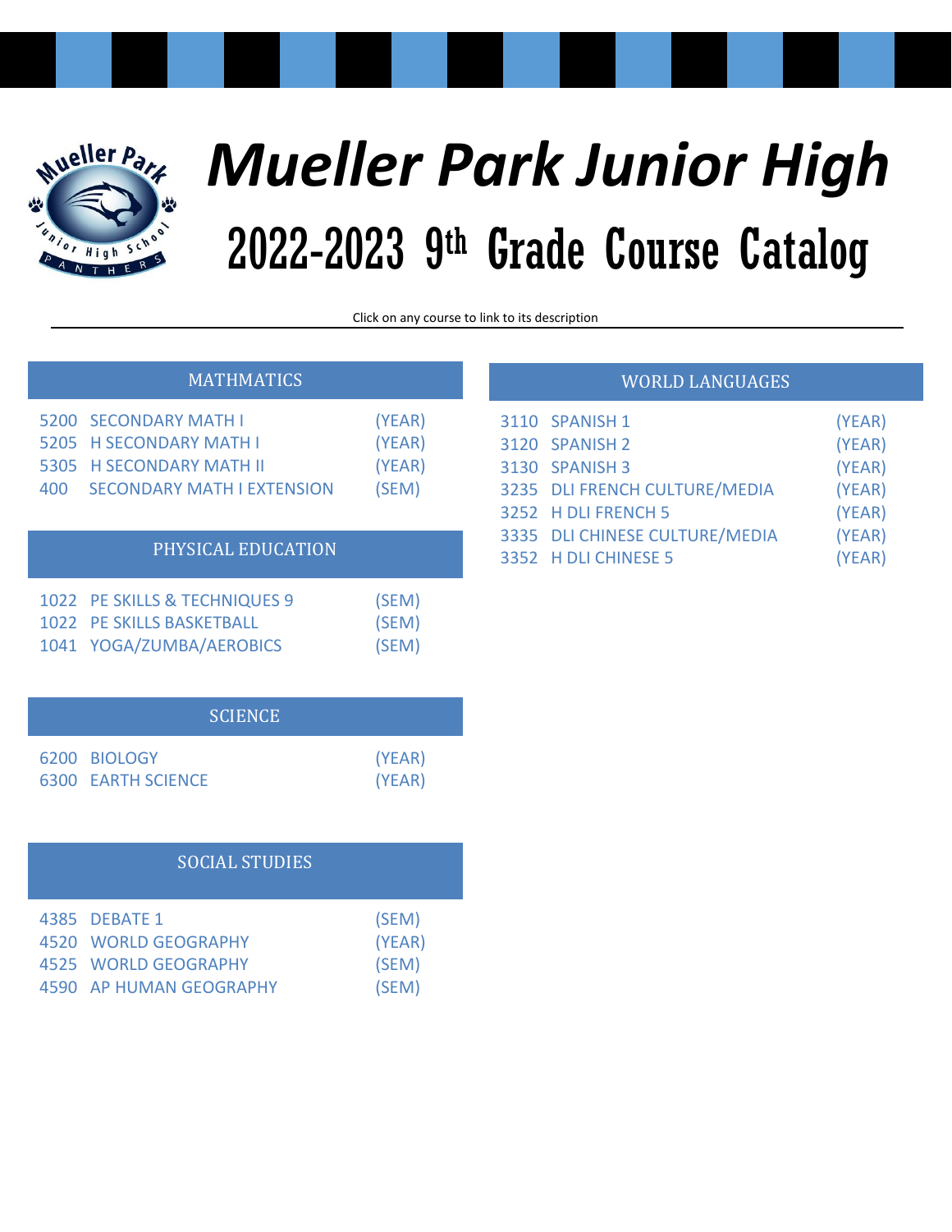# *Mueller Park Junior High*

## 2022-2023 9th Grade Course Catalog

Click on any course to link to its description

### MATHMATICS

| | | |
|---|---|---|
| 5200 | SECONDARY MATH I | (YEAR) |
| 5205 | H SECONDARY MATH I | (YEAR) |
| 5305 | H SECONDARY MATH II | (YEAR) |
| 400 | SECONDARY MATH I EXTENSION | (SEM) |

### PHYSICAL EDUCATION

| | | |
|---|---|---|
| 1022 | PE SKILLS & TECHNIQUES 9 | (SEM) |
| 1022 | PE SKILLS BASKETBALL | (SEM) |
| 1041 | YOGA/ZUMBA/AEROBICS | (SEM) |

### SCIENCE

| | | |
|---|---|---|
| 6200 | BIOLOGY | (YEAR) |
| 6300 | EARTH SCIENCE | (YEAR) |

### SOCIAL STUDIES

| | | |
|---|---|---|
| 4385 | DEBATE 1 | (SEM) |
| 4520 | WORLD GEOGRAPHY | (YEAR) |
| 4525 | WORLD GEOGRAPHY | (SEM) |
| 4590 | AP HUMAN GEOGRAPHY | (SEM) |

### WORLD LANGUAGES

| | | |
|---|---|---|
| 3110 | SPANISH 1 | (YEAR) |
| 3120 | SPANISH 2 | (YEAR) |
| 3130 | SPANISH 3 | (YEAR) |
| 3235 | DLI FRENCH CULTURE/MEDIA | (YEAR) |
| 3252 | H DLI FRENCH 5 | (YEAR) |
| 3335 | DLI CHINESE CULTURE/MEDIA | (YEAR) |
| 3352 | H DLI CHINESE 5 | (YEAR) |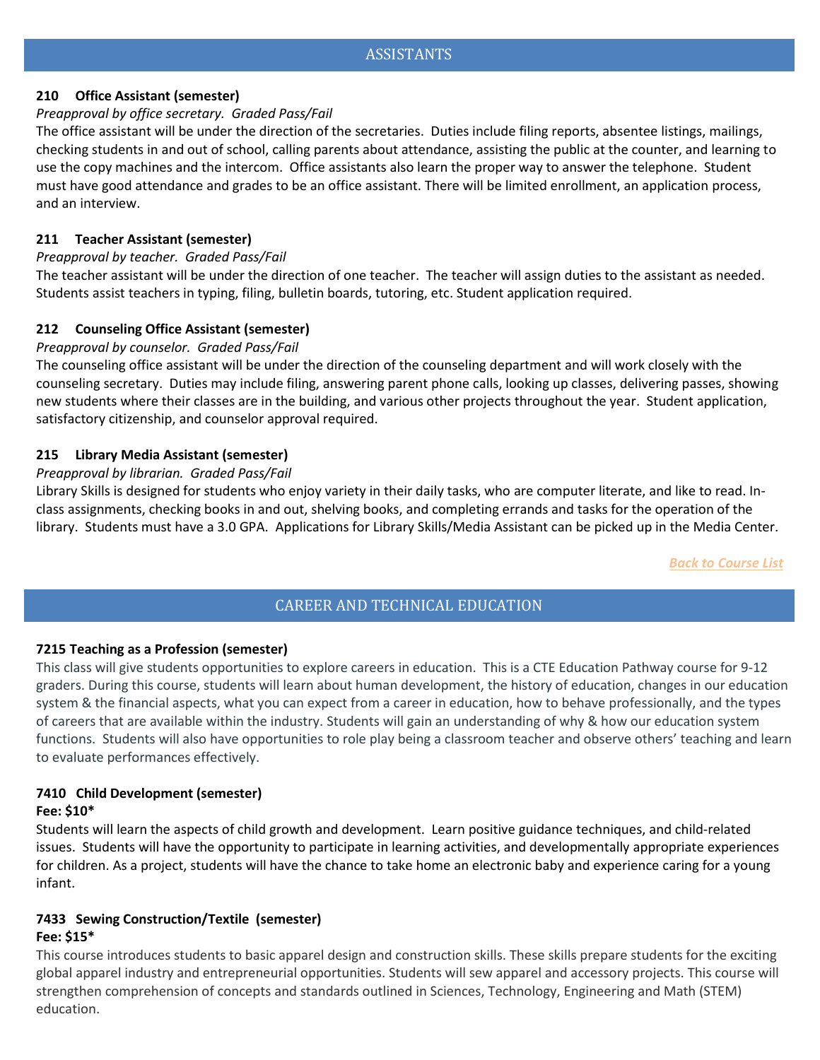## ASSISTANTS

### 210 Office Assistant (semester)

*Preapproval by office secretary. Graded Pass/Fail*

The office assistant will be under the direction of the secretaries. Duties include filing reports, absentee listings, mailings, checking students in and out of school, calling parents about attendance, assisting the public at the counter, and learning to use the copy machines and the intercom. Office assistants also learn the proper way to answer the telephone. Student must have good attendance and grades to be an office assistant. There will be limited enrollment, an application process, and an interview.

### 211 Teacher Assistant (semester)

*Preapproval by teacher. Graded Pass/Fail*

The teacher assistant will be under the direction of one teacher. The teacher will assign duties to the assistant as needed. Students assist teachers in typing, filing, bulletin boards, tutoring, etc. Student application required.

### 212 Counseling Office Assistant (semester)

*Preapproval by counselor. Graded Pass/Fail*

The counseling office assistant will be under the direction of the counseling department and will work closely with the counseling secretary. Duties may include filing, answering parent phone calls, looking up classes, delivering passes, showing new students where their classes are in the building, and various other projects throughout the year. Student application, satisfactory citizenship, and counselor approval required.

### 215 Library Media Assistant (semester)

*Preapproval by librarian. Graded Pass/Fail*

Library Skills is designed for students who enjoy variety in their daily tasks, who are computer literate, and like to read. In-class assignments, checking books in and out, shelving books, and completing errands and tasks for the operation of the library. Students must have a 3.0 GPA. Applications for Library Skills/Media Assistant can be picked up in the Media Center.

***Back to Course List***

## CAREER AND TECHNICAL EDUCATION

### 7215 Teaching as a Profession (semester)

This class will give students opportunities to explore careers in education. This is a CTE Education Pathway course for 9-12 graders. During this course, students will learn about human development, the history of education, changes in our education system & the financial aspects, what you can expect from a career in education, how to behave professionally, and the types of careers that are available within the industry. Students will gain an understanding of why & how our education system functions. Students will also have opportunities to role play being a classroom teacher and observe others' teaching and learn to evaluate performances effectively.

### 7410 Child Development (semester)

**Fee: $10***

Students will learn the aspects of child growth and development. Learn positive guidance techniques, and child-related issues. Students will have the opportunity to participate in learning activities, and developmentally appropriate experiences for children. As a project, students will have the chance to take home an electronic baby and experience caring for a young infant.

### 7433 Sewing Construction/Textile (semester)

**Fee: $15***

This course introduces students to basic apparel design and construction skills. These skills prepare students for the exciting global apparel industry and entrepreneurial opportunities. Students will sew apparel and accessory projects. This course will strengthen comprehension of concepts and standards outlined in Sciences, Technology, Engineering and Math (STEM) education.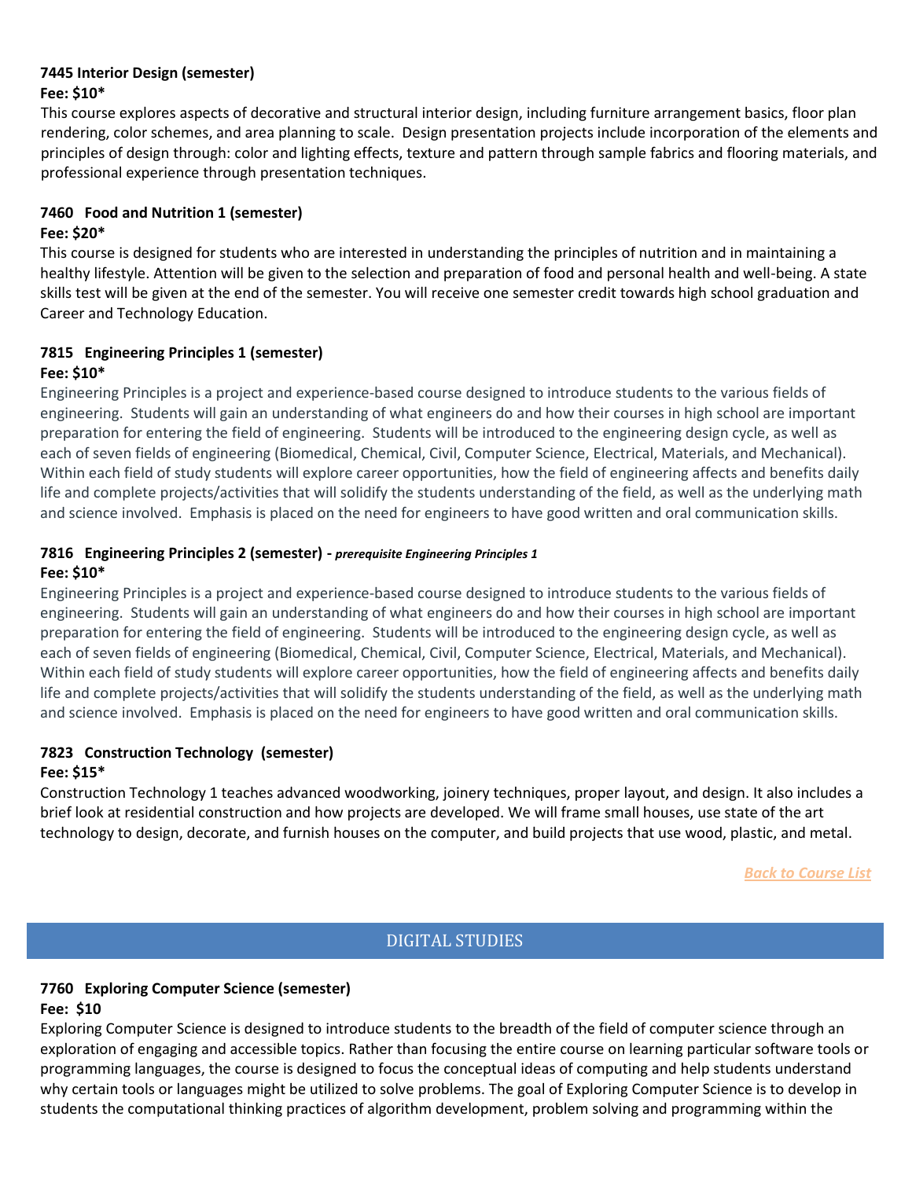**7445 Interior Design (semester)**
**Fee: $10***

This course explores aspects of decorative and structural interior design, including furniture arrangement basics, floor plan rendering, color schemes, and area planning to scale. Design presentation projects include incorporation of the elements and principles of design through: color and lighting effects, texture and pattern through sample fabrics and flooring materials, and professional experience through presentation techniques.

**7460 Food and Nutrition 1 (semester)**
**Fee: $20***

This course is designed for students who are interested in understanding the principles of nutrition and in maintaining a healthy lifestyle. Attention will be given to the selection and preparation of food and personal health and well-being. A state skills test will be given at the end of the semester. You will receive one semester credit towards high school graduation and Career and Technology Education.

**7815 Engineering Principles 1 (semester)**
**Fee: $10***

Engineering Principles is a project and experience-based course designed to introduce students to the various fields of engineering. Students will gain an understanding of what engineers do and how their courses in high school are important preparation for entering the field of engineering. Students will be introduced to the engineering design cycle, as well as each of seven fields of engineering (Biomedical, Chemical, Civil, Computer Science, Electrical, Materials, and Mechanical). Within each field of study students will explore career opportunities, how the field of engineering affects and benefits daily life and complete projects/activities that will solidify the students understanding of the field, as well as the underlying math and science involved. Emphasis is placed on the need for engineers to have good written and oral communication skills.

**7816 Engineering Principles 2 (semester)** - ***prerequisite Engineering Principles 1***
**Fee: $10***

Engineering Principles is a project and experience-based course designed to introduce students to the various fields of engineering. Students will gain an understanding of what engineers do and how their courses in high school are important preparation for entering the field of engineering. Students will be introduced to the engineering design cycle, as well as each of seven fields of engineering (Biomedical, Chemical, Civil, Computer Science, Electrical, Materials, and Mechanical). Within each field of study students will explore career opportunities, how the field of engineering affects and benefits daily life and complete projects/activities that will solidify the students understanding of the field, as well as the underlying math and science involved. Emphasis is placed on the need for engineers to have good written and oral communication skills.

**7823 Construction Technology (semester)**
**Fee: $15***

Construction Technology 1 teaches advanced woodworking, joinery techniques, proper layout, and design. It also includes a brief look at residential construction and how projects are developed. We will frame small houses, use state of the art technology to design, decorate, and furnish houses on the computer, and build projects that use wood, plastic, and metal.

*Back to Course List*

## DIGITAL STUDIES

**7760 Exploring Computer Science (semester)**
**Fee: $10**

Exploring Computer Science is designed to introduce students to the breadth of the field of computer science through an exploration of engaging and accessible topics. Rather than focusing the entire course on learning particular software tools or programming languages, the course is designed to focus the conceptual ideas of computing and help students understand why certain tools or languages might be utilized to solve problems. The goal of Exploring Computer Science is to develop in students the computational thinking practices of algorithm development, problem solving and programming within the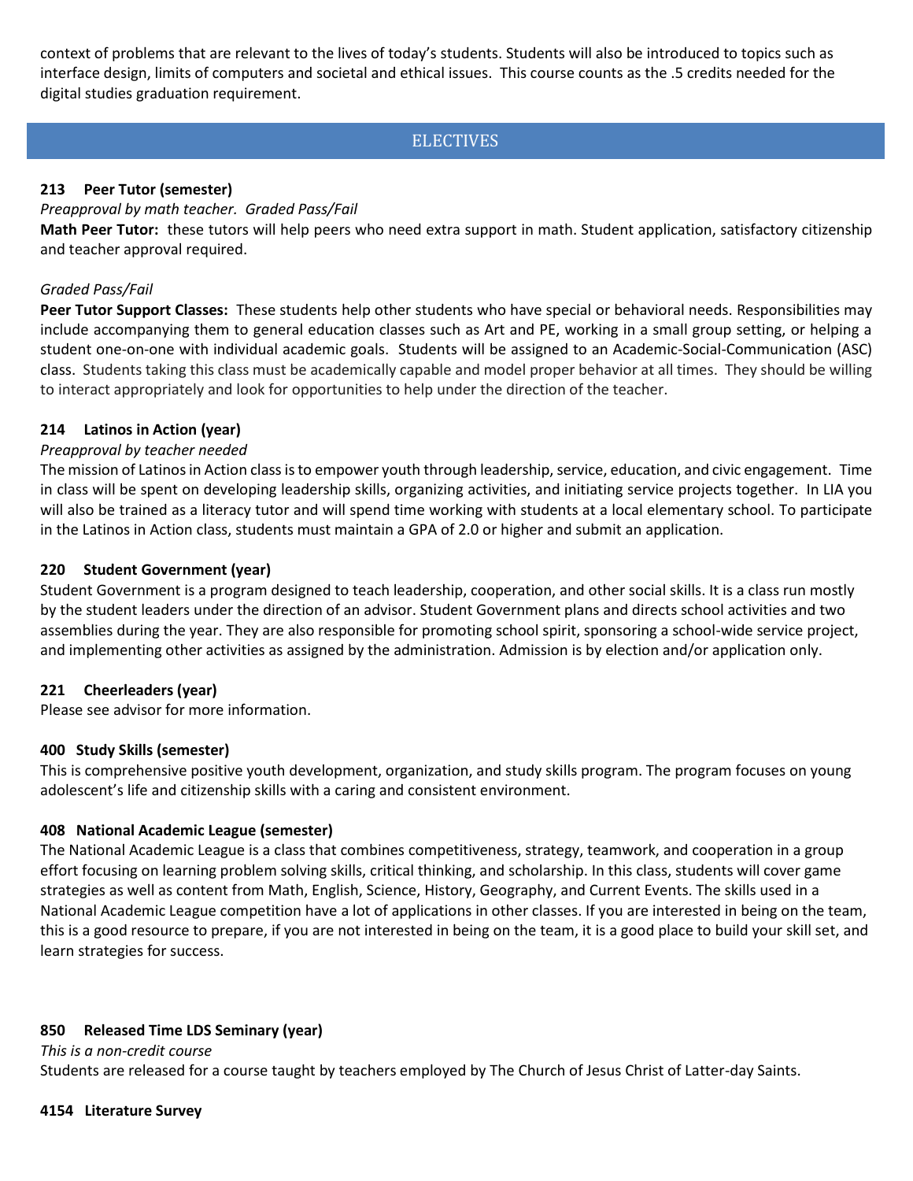context of problems that are relevant to the lives of today's students. Students will also be introduced to topics such as interface design, limits of computers and societal and ethical issues. This course counts as the .5 credits needed for the digital studies graduation requirement.

## ELECTIVES

### 213 Peer Tutor (semester)

*Preapproval by math teacher. Graded Pass/Fail*

**Math Peer Tutor:** these tutors will help peers who need extra support in math. Student application, satisfactory citizenship and teacher approval required.

*Graded Pass/Fail*

**Peer Tutor Support Classes:** These students help other students who have special or behavioral needs. Responsibilities may include accompanying them to general education classes such as Art and PE, working in a small group setting, or helping a student one-on-one with individual academic goals. Students will be assigned to an Academic-Social-Communication (ASC) class. Students taking this class must be academically capable and model proper behavior at all times. They should be willing to interact appropriately and look for opportunities to help under the direction of the teacher.

### 214 Latinos in Action (year)

*Preapproval by teacher needed*

The mission of Latinos in Action class is to empower youth through leadership, service, education, and civic engagement. Time in class will be spent on developing leadership skills, organizing activities, and initiating service projects together. In LIA you will also be trained as a literacy tutor and will spend time working with students at a local elementary school. To participate in the Latinos in Action class, students must maintain a GPA of 2.0 or higher and submit an application.

### 220 Student Government (year)

Student Government is a program designed to teach leadership, cooperation, and other social skills. It is a class run mostly by the student leaders under the direction of an advisor. Student Government plans and directs school activities and two assemblies during the year. They are also responsible for promoting school spirit, sponsoring a school-wide service project, and implementing other activities as assigned by the administration. Admission is by election and/or application only.

### 221 Cheerleaders (year)

Please see advisor for more information.

### 400 Study Skills (semester)

This is comprehensive positive youth development, organization, and study skills program. The program focuses on young adolescent's life and citizenship skills with a caring and consistent environment.

### 408 National Academic League (semester)

The National Academic League is a class that combines competitiveness, strategy, teamwork, and cooperation in a group effort focusing on learning problem solving skills, critical thinking, and scholarship. In this class, students will cover game strategies as well as content from Math, English, Science, History, Geography, and Current Events. The skills used in a National Academic League competition have a lot of applications in other classes. If you are interested in being on the team, this is a good resource to prepare, if you are not interested in being on the team, it is a good place to build your skill set, and learn strategies for success.

### 850 Released Time LDS Seminary (year)

*This is a non-credit course*

Students are released for a course taught by teachers employed by The Church of Jesus Christ of Latter-day Saints.

### 4154 Literature Survey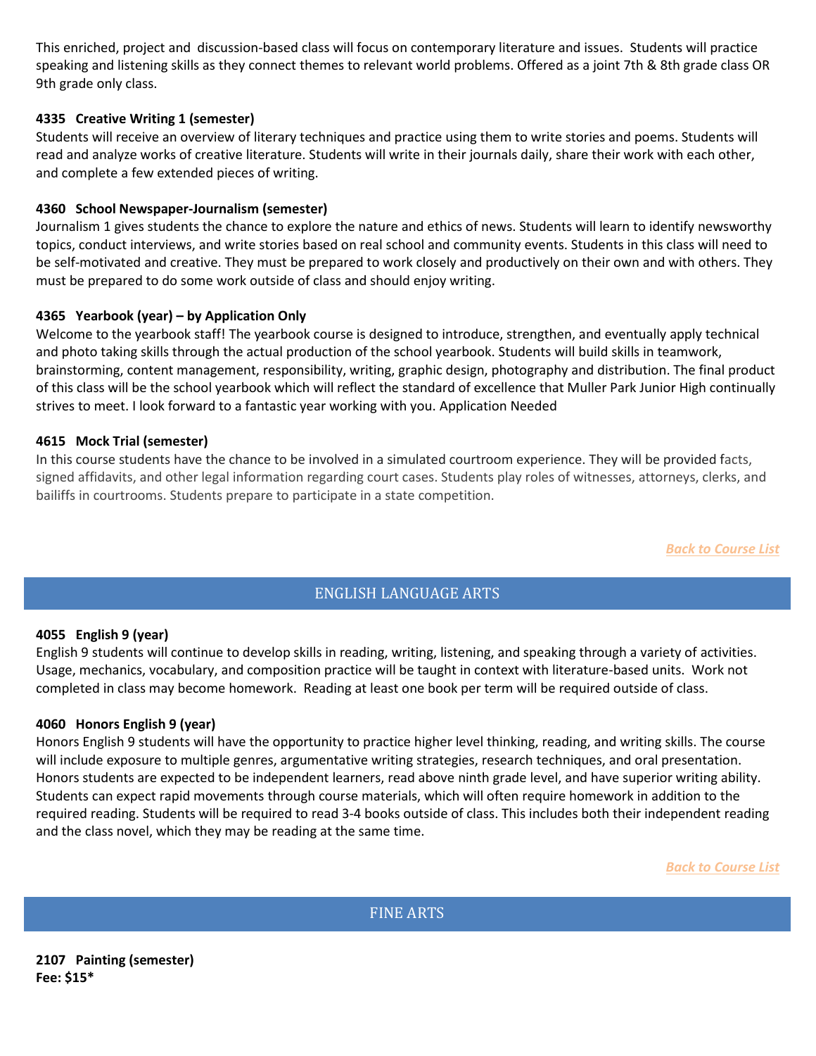This enriched, project and discussion-based class will focus on contemporary literature and issues. Students will practice speaking and listening skills as they connect themes to relevant world problems. Offered as a joint 7th & 8th grade class OR 9th grade only class.

**4335 Creative Writing 1 (semester)**

Students will receive an overview of literary techniques and practice using them to write stories and poems. Students will read and analyze works of creative literature. Students will write in their journals daily, share their work with each other, and complete a few extended pieces of writing.

**4360 School Newspaper-Journalism (semester)**

Journalism 1 gives students the chance to explore the nature and ethics of news. Students will learn to identify newsworthy topics, conduct interviews, and write stories based on real school and community events. Students in this class will need to be self-motivated and creative. They must be prepared to work closely and productively on their own and with others. They must be prepared to do some work outside of class and should enjoy writing.

**4365 Yearbook (year) – by Application Only**

Welcome to the yearbook staff! The yearbook course is designed to introduce, strengthen, and eventually apply technical and photo taking skills through the actual production of the school yearbook. Students will build skills in teamwork, brainstorming, content management, responsibility, writing, graphic design, photography and distribution. The final product of this class will be the school yearbook which will reflect the standard of excellence that Muller Park Junior High continually strives to meet. I look forward to a fantastic year working with you. Application Needed

**4615 Mock Trial (semester)**

In this course students have the chance to be involved in a simulated courtroom experience. They will be provided facts, signed affidavits, and other legal information regarding court cases. Students play roles of witnesses, attorneys, clerks, and bailiffs in courtrooms. Students prepare to participate in a state competition.

*Back to Course List*

## ENGLISH LANGUAGE ARTS

**4055 English 9 (year)**

English 9 students will continue to develop skills in reading, writing, listening, and speaking through a variety of activities. Usage, mechanics, vocabulary, and composition practice will be taught in context with literature-based units. Work not completed in class may become homework. Reading at least one book per term will be required outside of class.

**4060 Honors English 9 (year)**

Honors English 9 students will have the opportunity to practice higher level thinking, reading, and writing skills. The course will include exposure to multiple genres, argumentative writing strategies, research techniques, and oral presentation. Honors students are expected to be independent learners, read above ninth grade level, and have superior writing ability. Students can expect rapid movements through course materials, which will often require homework in addition to the required reading. Students will be required to read 3-4 books outside of class. This includes both their independent reading and the class novel, which they may be reading at the same time.

*Back to Course List*

## FINE ARTS

**2107 Painting (semester)**
**Fee: $15***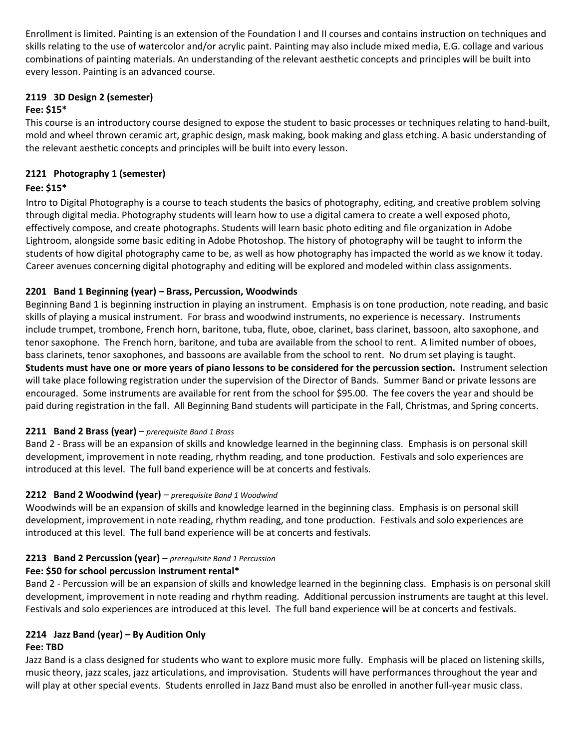Enrollment is limited. Painting is an extension of the Foundation I and II courses and contains instruction on techniques and skills relating to the use of watercolor and/or acrylic paint. Painting may also include mixed media, E.G. collage and various combinations of painting materials. An understanding of the relevant aesthetic concepts and principles will be built into every lesson. Painting is an advanced course.

### 2119 3D Design 2 (semester)

**Fee: $15***

This course is an introductory course designed to expose the student to basic processes or techniques relating to hand-built, mold and wheel thrown ceramic art, graphic design, mask making, book making and glass etching. A basic understanding of the relevant aesthetic concepts and principles will be built into every lesson.

### 2121 Photography 1 (semester)

**Fee: $15***

Intro to Digital Photography is a course to teach students the basics of photography, editing, and creative problem solving through digital media. Photography students will learn how to use a digital camera to create a well exposed photo, effectively compose, and create photographs. Students will learn basic photo editing and file organization in Adobe Lightroom, alongside some basic editing in Adobe Photoshop. The history of photography will be taught to inform the students of how digital photography came to be, as well as how photography has impacted the world as we know it today. Career avenues concerning digital photography and editing will be explored and modeled within class assignments.

### 2201 Band 1 Beginning (year) – Brass, Percussion, Woodwinds

Beginning Band 1 is beginning instruction in playing an instrument. Emphasis is on tone production, note reading, and basic skills of playing a musical instrument. For brass and woodwind instruments, no experience is necessary. Instruments include trumpet, trombone, French horn, baritone, tuba, flute, oboe, clarinet, bass clarinet, bassoon, alto saxophone, and tenor saxophone. The French horn, baritone, and tuba are available from the school to rent. A limited number of oboes, bass clarinets, tenor saxophones, and bassoons are available from the school to rent. No drum set playing is taught. **Students must have one or more years of piano lessons to be considered for the percussion section.** Instrument selection will take place following registration under the supervision of the Director of Bands. Summer Band or private lessons are encouraged. Some instruments are available for rent from the school for $95.00. The fee covers the year and should be paid during registration in the fall. All Beginning Band students will participate in the Fall, Christmas, and Spring concerts.

### 2211 Band 2 Brass (year) – *prerequisite Band 1 Brass*

Band 2 - Brass will be an expansion of skills and knowledge learned in the beginning class. Emphasis is on personal skill development, improvement in note reading, rhythm reading, and tone production. Festivals and solo experiences are introduced at this level. The full band experience will be at concerts and festivals.

### 2212 Band 2 Woodwind (year) – *prerequisite Band 1 Woodwind*

Woodwinds will be an expansion of skills and knowledge learned in the beginning class. Emphasis is on personal skill development, improvement in note reading, rhythm reading, and tone production. Festivals and solo experiences are introduced at this level. The full band experience will be at concerts and festivals.

### 2213 Band 2 Percussion (year) – *prerequisite Band 1 Percussion*

**Fee: $50 for school percussion instrument rental***

Band 2 - Percussion will be an expansion of skills and knowledge learned in the beginning class. Emphasis is on personal skill development, improvement in note reading and rhythm reading. Additional percussion instruments are taught at this level. Festivals and solo experiences are introduced at this level. The full band experience will be at concerts and festivals.

### 2214 Jazz Band (year) – By Audition Only

**Fee: TBD**

Jazz Band is a class designed for students who want to explore music more fully. Emphasis will be placed on listening skills, music theory, jazz scales, jazz articulations, and improvisation. Students will have performances throughout the year and will play at other special events. Students enrolled in Jazz Band must also be enrolled in another full-year music class.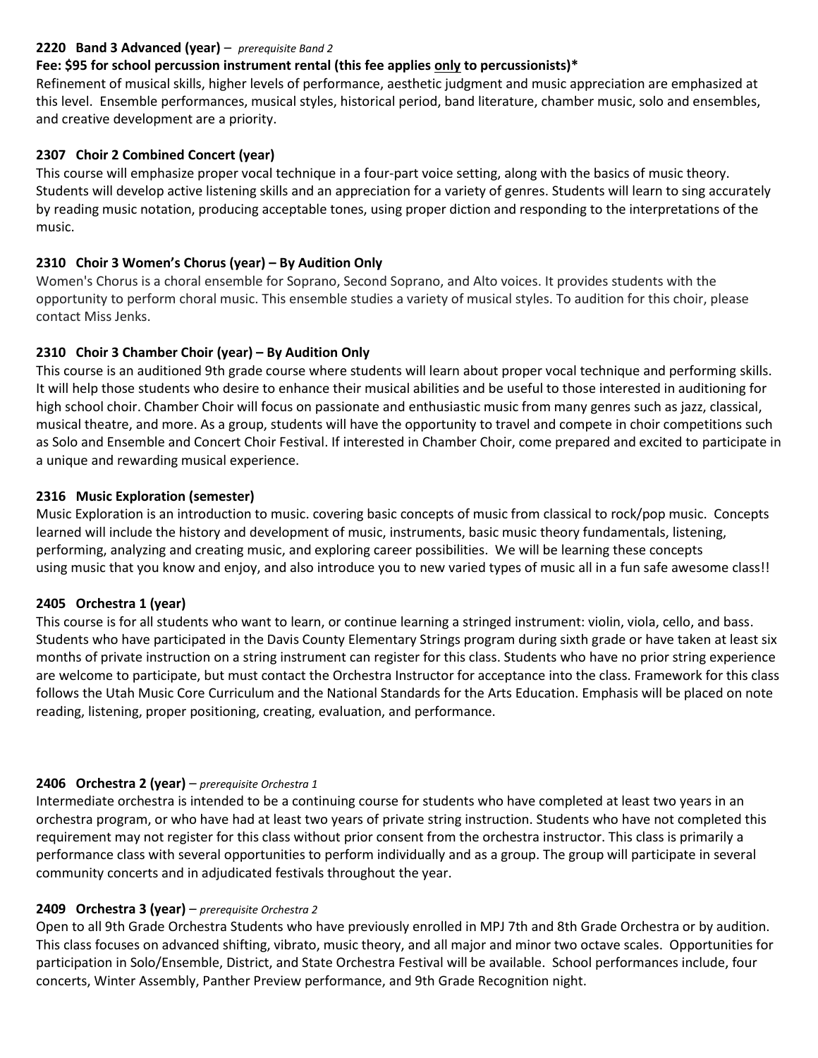**2220 Band 3 Advanced (year)** – *prerequisite Band 2*

**Fee: $95 for school percussion instrument rental (this fee applies only to percussionists)***

Refinement of musical skills, higher levels of performance, aesthetic judgment and music appreciation are emphasized at this level. Ensemble performances, musical styles, historical period, band literature, chamber music, solo and ensembles, and creative development are a priority.

**2307 Choir 2 Combined Concert (year)**

This course will emphasize proper vocal technique in a four-part voice setting, along with the basics of music theory. Students will develop active listening skills and an appreciation for a variety of genres. Students will learn to sing accurately by reading music notation, producing acceptable tones, using proper diction and responding to the interpretations of the music.

**2310 Choir 3 Women's Chorus (year) – By Audition Only**

Women's Chorus is a choral ensemble for Soprano, Second Soprano, and Alto voices. It provides students with the opportunity to perform choral music. This ensemble studies a variety of musical styles. To audition for this choir, please contact Miss Jenks.

**2310 Choir 3 Chamber Choir (year) – By Audition Only**

This course is an auditioned 9th grade course where students will learn about proper vocal technique and performing skills. It will help those students who desire to enhance their musical abilities and be useful to those interested in auditioning for high school choir. Chamber Choir will focus on passionate and enthusiastic music from many genres such as jazz, classical, musical theatre, and more. As a group, students will have the opportunity to travel and compete in choir competitions such as Solo and Ensemble and Concert Choir Festival. If interested in Chamber Choir, come prepared and excited to participate in a unique and rewarding musical experience.

**2316 Music Exploration (semester)**

Music Exploration is an introduction to music. covering basic concepts of music from classical to rock/pop music. Concepts learned will include the history and development of music, instruments, basic music theory fundamentals, listening, performing, analyzing and creating music, and exploring career possibilities. We will be learning these concepts using music that you know and enjoy, and also introduce you to new varied types of music all in a fun safe awesome class!!

**2405 Orchestra 1 (year)**

This course is for all students who want to learn, or continue learning a stringed instrument: violin, viola, cello, and bass. Students who have participated in the Davis County Elementary Strings program during sixth grade or have taken at least six months of private instruction on a string instrument can register for this class. Students who have no prior string experience are welcome to participate, but must contact the Orchestra Instructor for acceptance into the class. Framework for this class follows the Utah Music Core Curriculum and the National Standards for the Arts Education. Emphasis will be placed on note reading, listening, proper positioning, creating, evaluation, and performance.

**2406 Orchestra 2 (year)** – *prerequisite Orchestra 1*

Intermediate orchestra is intended to be a continuing course for students who have completed at least two years in an orchestra program, or who have had at least two years of private string instruction. Students who have not completed this requirement may not register for this class without prior consent from the orchestra instructor. This class is primarily a performance class with several opportunities to perform individually and as a group. The group will participate in several community concerts and in adjudicated festivals throughout the year.

**2409 Orchestra 3 (year)** – *prerequisite Orchestra 2*

Open to all 9th Grade Orchestra Students who have previously enrolled in MPJ 7th and 8th Grade Orchestra or by audition. This class focuses on advanced shifting, vibrato, music theory, and all major and minor two octave scales. Opportunities for participation in Solo/Ensemble, District, and State Orchestra Festival will be available. School performances include, four concerts, Winter Assembly, Panther Preview performance, and 9th Grade Recognition night.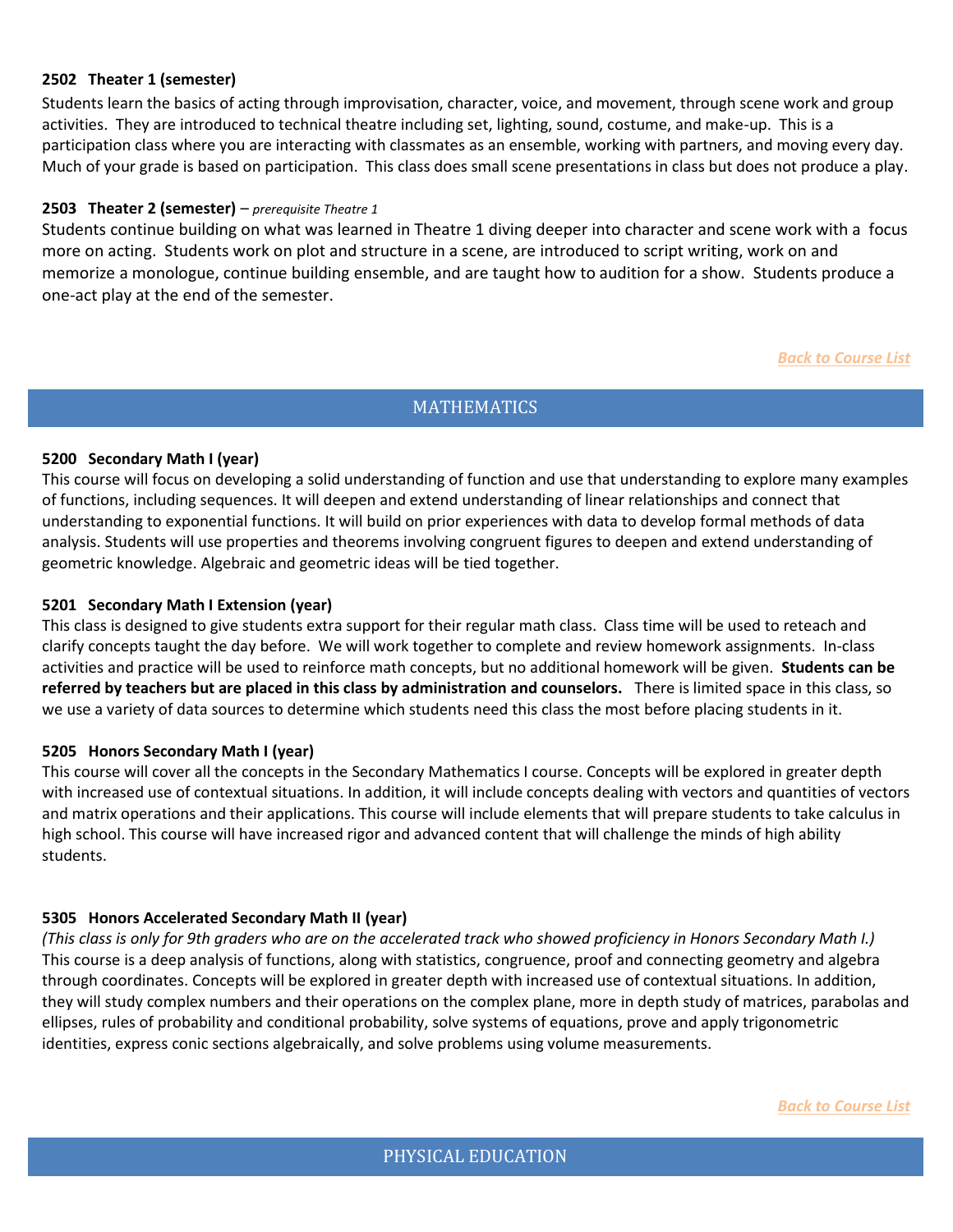**2502 Theater 1 (semester)**

Students learn the basics of acting through improvisation, character, voice, and movement, through scene work and group activities. They are introduced to technical theatre including set, lighting, sound, costume, and make-up. This is a participation class where you are interacting with classmates as an ensemble, working with partners, and moving every day. Much of your grade is based on participation. This class does small scene presentations in class but does not produce a play.

**2503 Theater 2 (semester)** – *prerequisite Theatre 1*

Students continue building on what was learned in Theatre 1 diving deeper into character and scene work with a focus more on acting. Students work on plot and structure in a scene, are introduced to script writing, work on and memorize a monologue, continue building ensemble, and are taught how to audition for a show. Students produce a one-act play at the end of the semester.

*Back to Course List*

## MATHEMATICS

**5200 Secondary Math I (year)**

This course will focus on developing a solid understanding of function and use that understanding to explore many examples of functions, including sequences. It will deepen and extend understanding of linear relationships and connect that understanding to exponential functions. It will build on prior experiences with data to develop formal methods of data analysis. Students will use properties and theorems involving congruent figures to deepen and extend understanding of geometric knowledge. Algebraic and geometric ideas will be tied together.

**5201 Secondary Math I Extension (year)**

This class is designed to give students extra support for their regular math class. Class time will be used to reteach and clarify concepts taught the day before. We will work together to complete and review homework assignments. In-class activities and practice will be used to reinforce math concepts, but no additional homework will be given. **Students can be referred by teachers but are placed in this class by administration and counselors.** There is limited space in this class, so we use a variety of data sources to determine which students need this class the most before placing students in it.

**5205 Honors Secondary Math I (year)**

This course will cover all the concepts in the Secondary Mathematics I course. Concepts will be explored in greater depth with increased use of contextual situations. In addition, it will include concepts dealing with vectors and quantities of vectors and matrix operations and their applications. This course will include elements that will prepare students to take calculus in high school. This course will have increased rigor and advanced content that will challenge the minds of high ability students.

**5305 Honors Accelerated Secondary Math II (year)**

*(This class is only for 9th graders who are on the accelerated track who showed proficiency in Honors Secondary Math I.)*
This course is a deep analysis of functions, along with statistics, congruence, proof and connecting geometry and algebra through coordinates. Concepts will be explored in greater depth with increased use of contextual situations. In addition, they will study complex numbers and their operations on the complex plane, more in depth study of matrices, parabolas and ellipses, rules of probability and conditional probability, solve systems of equations, prove and apply trigonometric identities, express conic sections algebraically, and solve problems using volume measurements.

*Back to Course List*

## PHYSICAL EDUCATION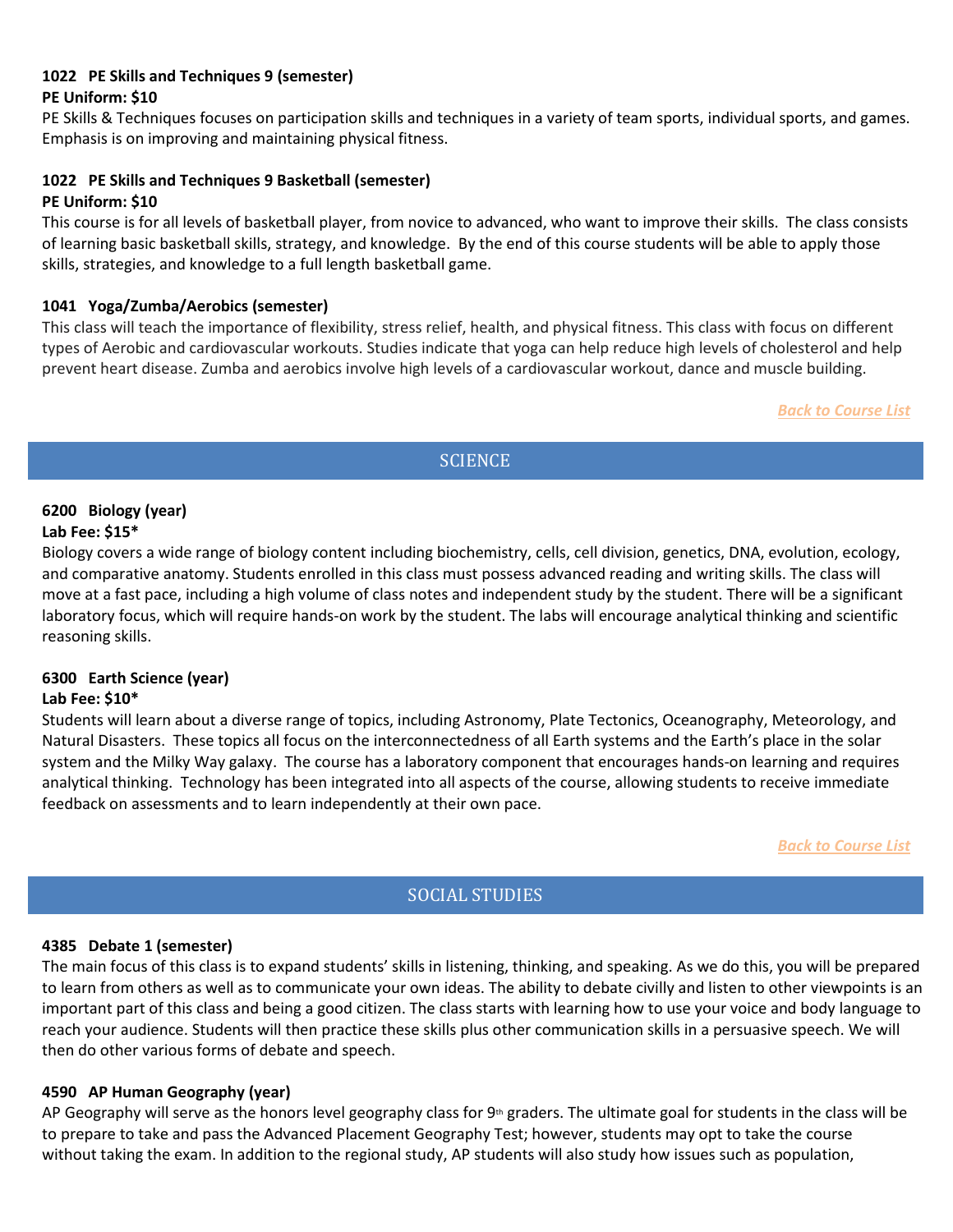**1022 PE Skills and Techniques 9 (semester)**
**PE Uniform: $10**
PE Skills & Techniques focuses on participation skills and techniques in a variety of team sports, individual sports, and games. Emphasis is on improving and maintaining physical fitness.

**1022 PE Skills and Techniques 9 Basketball (semester)**
**PE Uniform: $10**
This course is for all levels of basketball player, from novice to advanced, who want to improve their skills. The class consists of learning basic basketball skills, strategy, and knowledge. By the end of this course students will be able to apply those skills, strategies, and knowledge to a full length basketball game.

**1041 Yoga/Zumba/Aerobics (semester)**
This class will teach the importance of flexibility, stress relief, health, and physical fitness. This class with focus on different types of Aerobic and cardiovascular workouts. Studies indicate that yoga can help reduce high levels of cholesterol and help prevent heart disease. Zumba and aerobics involve high levels of a cardiovascular workout, dance and muscle building.

*Back to Course List*

## SCIENCE

**6200 Biology (year)**
**Lab Fee: $15***
Biology covers a wide range of biology content including biochemistry, cells, cell division, genetics, DNA, evolution, ecology, and comparative anatomy. Students enrolled in this class must possess advanced reading and writing skills. The class will move at a fast pace, including a high volume of class notes and independent study by the student. There will be a significant laboratory focus, which will require hands-on work by the student. The labs will encourage analytical thinking and scientific reasoning skills.

**6300 Earth Science (year)**
**Lab Fee: $10***
Students will learn about a diverse range of topics, including Astronomy, Plate Tectonics, Oceanography, Meteorology, and Natural Disasters. These topics all focus on the interconnectedness of all Earth systems and the Earth's place in the solar system and the Milky Way galaxy. The course has a laboratory component that encourages hands-on learning and requires analytical thinking. Technology has been integrated into all aspects of the course, allowing students to receive immediate feedback on assessments and to learn independently at their own pace.

*Back to Course List*

## SOCIAL STUDIES

**4385 Debate 1 (semester)**
The main focus of this class is to expand students' skills in listening, thinking, and speaking. As we do this, you will be prepared to learn from others as well as to communicate your own ideas. The ability to debate civilly and listen to other viewpoints is an important part of this class and being a good citizen. The class starts with learning how to use your voice and body language to reach your audience. Students will then practice these skills plus other communication skills in a persuasive speech. We will then do other various forms of debate and speech.

**4590 AP Human Geography (year)**
AP Geography will serve as the honors level geography class for 9th graders. The ultimate goal for students in the class will be to prepare to take and pass the Advanced Placement Geography Test; however, students may opt to take the course without taking the exam. In addition to the regional study, AP students will also study how issues such as population,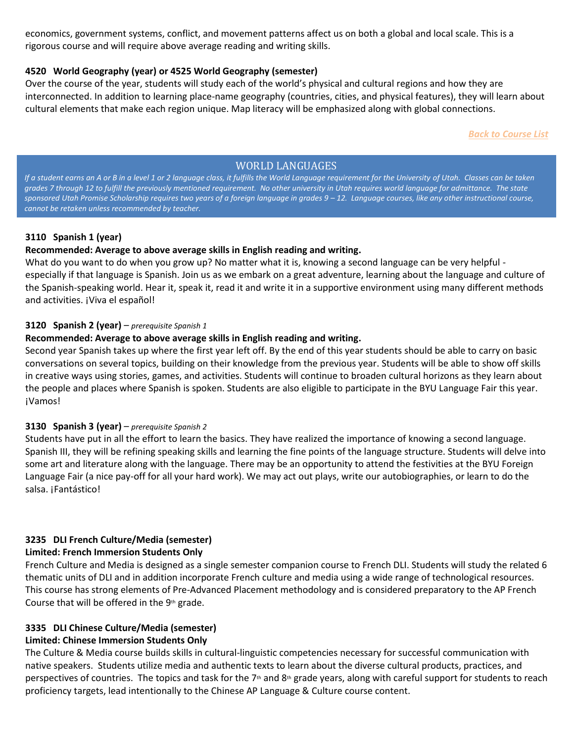economics, government systems, conflict, and movement patterns affect us on both a global and local scale. This is a rigorous course and will require above average reading and writing skills.

### 4520 World Geography (year) or 4525 World Geography (semester)

Over the course of the year, students will study each of the world's physical and cultural regions and how they are interconnected. In addition to learning place-name geography (countries, cities, and physical features), they will learn about cultural elements that make each region unique. Map literacy will be emphasized along with global connections.

*Back to Course List*

## WORLD LANGUAGES

*If a student earns an A or B in a level 1 or 2 language class, it fulfills the World Language requirement for the University of Utah. Classes can be taken grades 7 through 12 to fulfill the previously mentioned requirement. No other university in Utah requires world language for admittance. The state sponsored Utah Promise Scholarship requires two years of a foreign language in grades 9 – 12. Language courses, like any other instructional course, cannot be retaken unless recommended by teacher.*

### 3110 Spanish 1 (year)

**Recommended: Average to above average skills in English reading and writing.**

What do you want to do when you grow up? No matter what it is, knowing a second language can be very helpful - especially if that language is Spanish. Join us as we embark on a great adventure, learning about the language and culture of the Spanish-speaking world. Hear it, speak it, read it and write it in a supportive environment using many different methods and activities. ¡Viva el español!

### 3120 Spanish 2 (year) – *prerequisite Spanish 1*

**Recommended: Average to above average skills in English reading and writing.**

Second year Spanish takes up where the first year left off. By the end of this year students should be able to carry on basic conversations on several topics, building on their knowledge from the previous year. Students will be able to show off skills in creative ways using stories, games, and activities. Students will continue to broaden cultural horizons as they learn about the people and places where Spanish is spoken. Students are also eligible to participate in the BYU Language Fair this year. ¡Vamos!

### 3130 Spanish 3 (year) – *prerequisite Spanish 2*

Students have put in all the effort to learn the basics. They have realized the importance of knowing a second language. Spanish III, they will be refining speaking skills and learning the fine points of the language structure. Students will delve into some art and literature along with the language. There may be an opportunity to attend the festivities at the BYU Foreign Language Fair (a nice pay-off for all your hard work). We may act out plays, write our autobiographies, or learn to do the salsa. ¡Fantástico!

### 3235 DLI French Culture/Media (semester)

**Limited: French Immersion Students Only**

French Culture and Media is designed as a single semester companion course to French DLI. Students will study the related 6 thematic units of DLI and in addition incorporate French culture and media using a wide range of technological resources. This course has strong elements of Pre-Advanced Placement methodology and is considered preparatory to the AP French Course that will be offered in the 9th grade.

### 3335 DLI Chinese Culture/Media (semester)

**Limited: Chinese Immersion Students Only**

The Culture & Media course builds skills in cultural-linguistic competencies necessary for successful communication with native speakers. Students utilize media and authentic texts to learn about the diverse cultural products, practices, and perspectives of countries. The topics and task for the 7th and 8th grade years, along with careful support for students to reach proficiency targets, lead intentionally to the Chinese AP Language & Culture course content.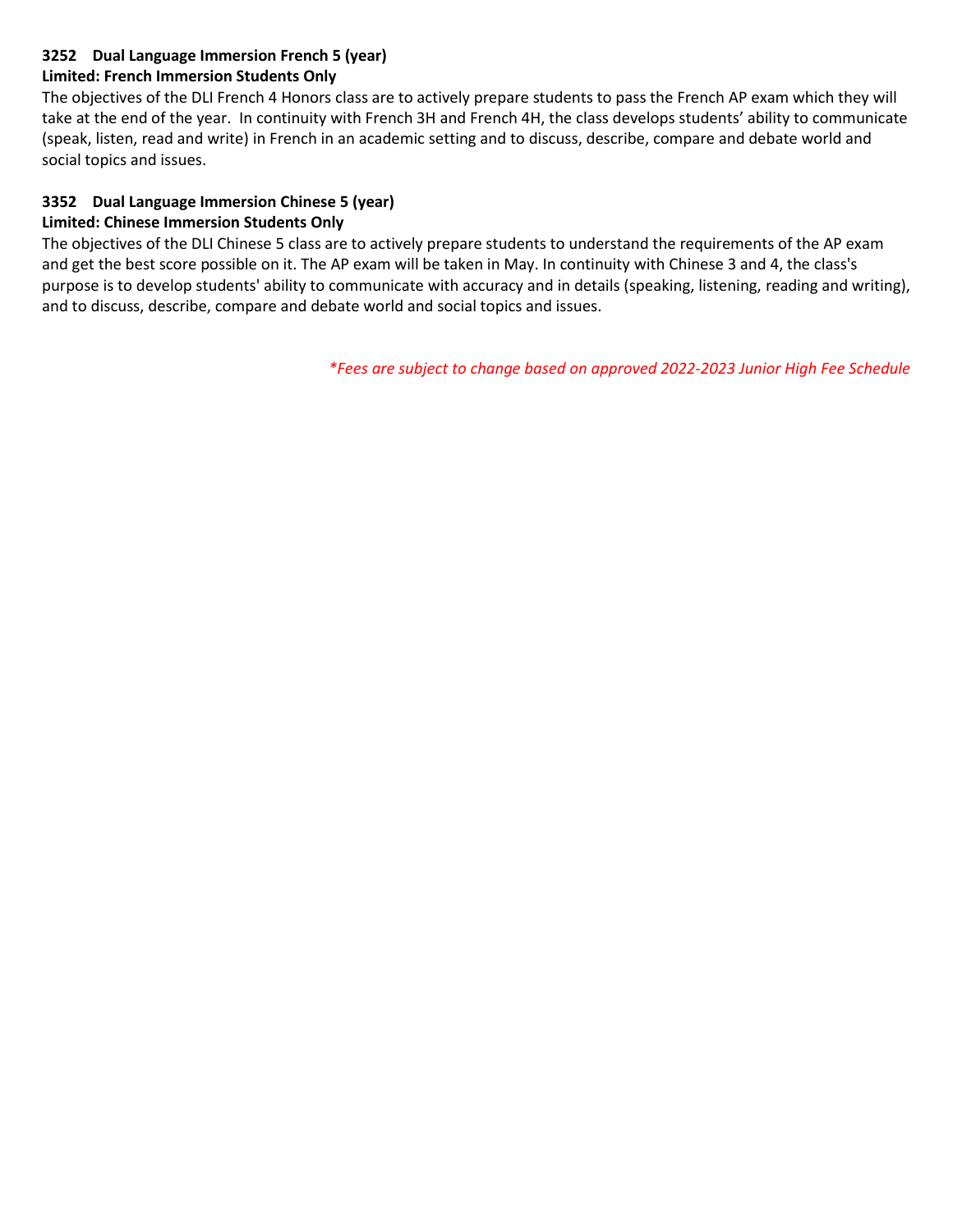### 3252 Dual Language Immersion French 5 (year)

**Limited: French Immersion Students Only**

The objectives of the DLI French 4 Honors class are to actively prepare students to pass the French AP exam which they will take at the end of the year. In continuity with French 3H and French 4H, the class develops students' ability to communicate (speak, listen, read and write) in French in an academic setting and to discuss, describe, compare and debate world and social topics and issues.

### 3352 Dual Language Immersion Chinese 5 (year)

**Limited: Chinese Immersion Students Only**

The objectives of the DLI Chinese 5 class are to actively prepare students to understand the requirements of the AP exam and get the best score possible on it. The AP exam will be taken in May. In continuity with Chinese 3 and 4, the class's purpose is to develop students' ability to communicate with accuracy and in details (speaking, listening, reading and writing), and to discuss, describe, compare and debate world and social topics and issues.

*\*Fees are subject to change based on approved 2022-2023 Junior High Fee Schedule*